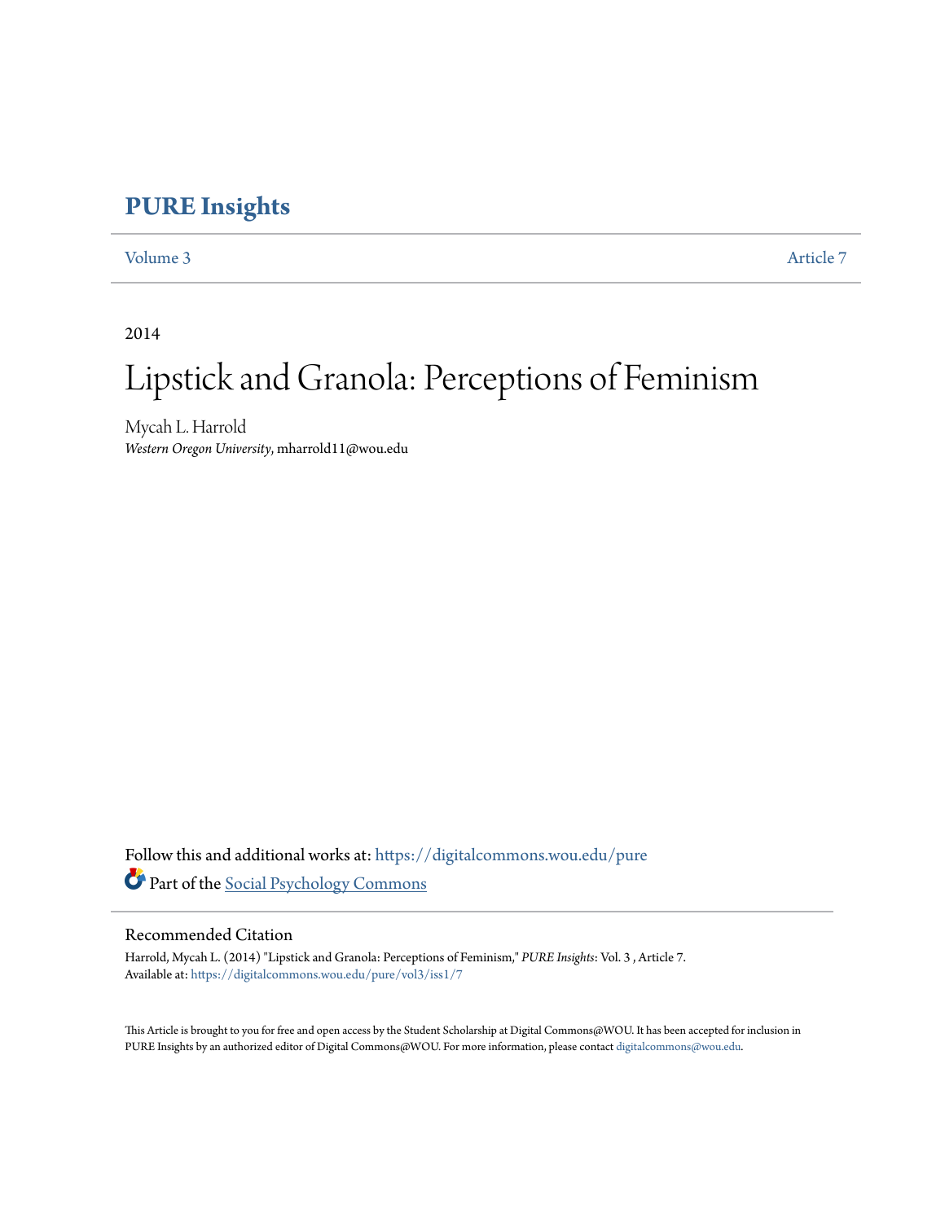# PURE Insights

Volume 3 | Article 7

2014

# Lipstick and Granola: Perceptions of Feminism

Mycah L. Harrold
*Western Oregon University*, mharrold11@wou.edu

Follow this and additional works at: https://digitalcommons.wou.edu/pure

Part of the Social Psychology Commons

## Recommended Citation

Harrold, Mycah L. (2014) "Lipstick and Granola: Perceptions of Feminism," *PURE Insights*: Vol. 3 , Article 7.
Available at: https://digitalcommons.wou.edu/pure/vol3/iss1/7

This Article is brought to you for free and open access by the Student Scholarship at Digital Commons@WOU. It has been accepted for inclusion in PURE Insights by an authorized editor of Digital Commons@WOU. For more information, please contact digitalcommons@wou.edu.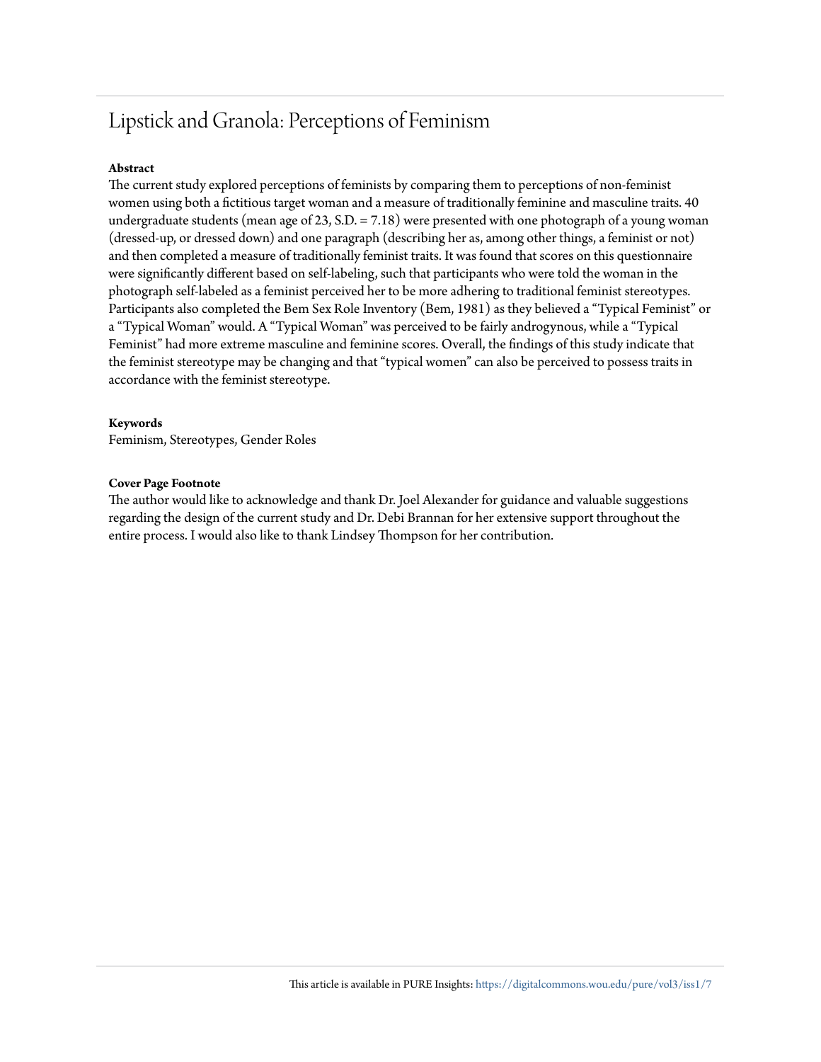# Lipstick and Granola: Perceptions of Feminism

**Abstract**

The current study explored perceptions of feminists by comparing them to perceptions of non-feminist women using both a fictitious target woman and a measure of traditionally feminine and masculine traits. 40 undergraduate students (mean age of 23, S.D. = 7.18) were presented with one photograph of a young woman (dressed-up, or dressed down) and one paragraph (describing her as, among other things, a feminist or not) and then completed a measure of traditionally feminist traits. It was found that scores on this questionnaire were significantly different based on self-labeling, such that participants who were told the woman in the photograph self-labeled as a feminist perceived her to be more adhering to traditional feminist stereotypes. Participants also completed the Bem Sex Role Inventory (Bem, 1981) as they believed a "Typical Feminist" or a "Typical Woman" would. A "Typical Woman" was perceived to be fairly androgynous, while a "Typical Feminist" had more extreme masculine and feminine scores. Overall, the findings of this study indicate that the feminist stereotype may be changing and that "typical women" can also be perceived to possess traits in accordance with the feminist stereotype.

**Keywords**

Feminism, Stereotypes, Gender Roles

**Cover Page Footnote**

The author would like to acknowledge and thank Dr. Joel Alexander for guidance and valuable suggestions regarding the design of the current study and Dr. Debi Brannan for her extensive support throughout the entire process. I would also like to thank Lindsey Thompson for her contribution.

This article is available in PURE Insights: https://digitalcommons.wou.edu/pure/vol3/iss1/7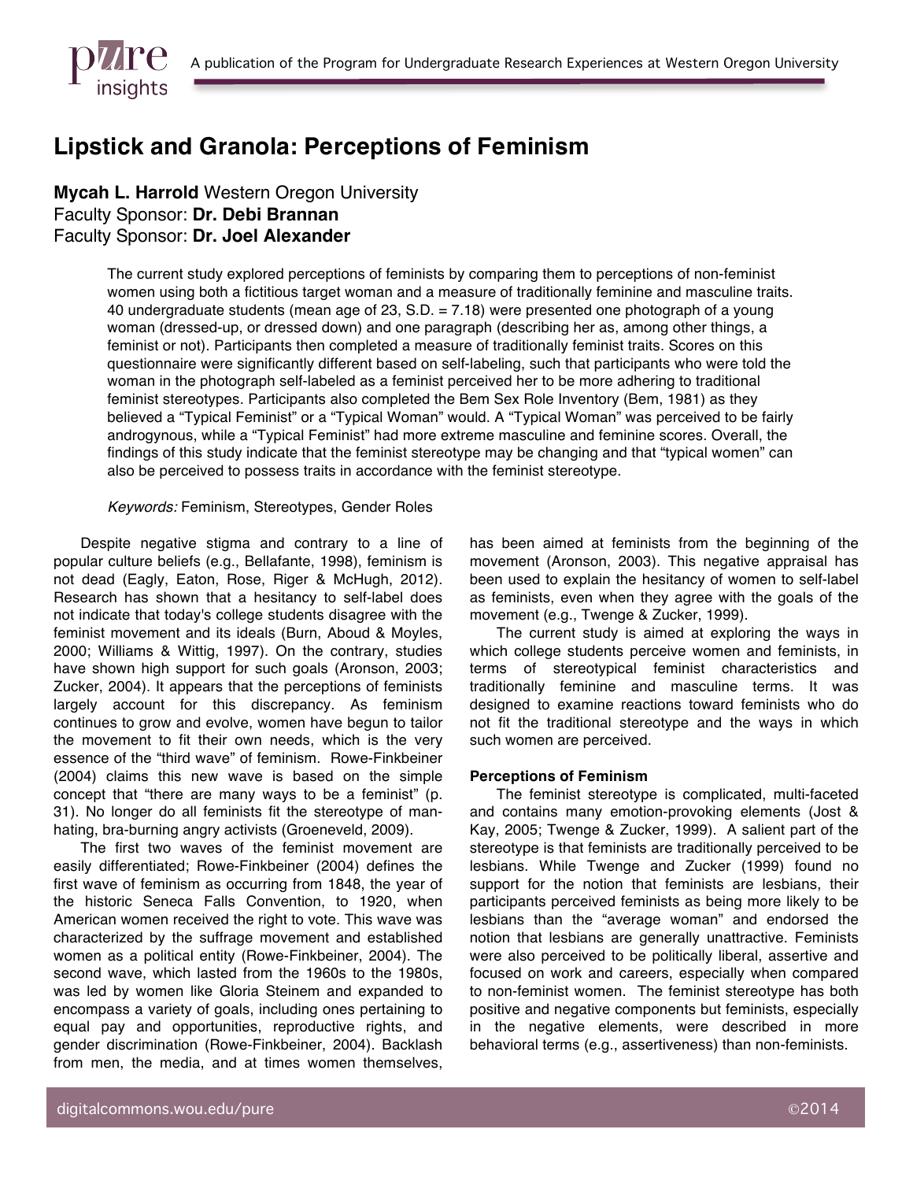# Lipstick and Granola: Perceptions of Feminism

**Mycah L. Harrold** Western Oregon University
Faculty Sponsor: **Dr. Debi Brannan**
Faculty Sponsor: **Dr. Joel Alexander**

> The current study explored perceptions of feminists by comparing them to perceptions of non-feminist women using both a fictitious target woman and a measure of traditionally feminine and masculine traits. 40 undergraduate students (mean age of 23, S.D. = 7.18) were presented one photograph of a young woman (dressed-up, or dressed down) and one paragraph (describing her as, among other things, a feminist or not). Participants then completed a measure of traditionally feminist traits. Scores on this questionnaire were significantly different based on self-labeling, such that participants who were told the woman in the photograph self-labeled as a feminist perceived her to be more adhering to traditional feminist stereotypes. Participants also completed the Bem Sex Role Inventory (Bem, 1981) as they believed a "Typical Feminist" or a "Typical Woman" would. A "Typical Woman" was perceived to be fairly androgynous, while a "Typical Feminist" had more extreme masculine and feminine scores. Overall, the findings of this study indicate that the feminist stereotype may be changing and that "typical women" can also be perceived to possess traits in accordance with the feminist stereotype.
>
> *Keywords:* Feminism, Stereotypes, Gender Roles

Despite negative stigma and contrary to a line of popular culture beliefs (e.g., Bellafante, 1998), feminism is not dead (Eagly, Eaton, Rose, Riger & McHugh, 2012). Research has shown that a hesitancy to self-label does not indicate that today's college students disagree with the feminist movement and its ideals (Burn, Aboud & Moyles, 2000; Williams & Wittig, 1997). On the contrary, studies have shown high support for such goals (Aronson, 2003; Zucker, 2004). It appears that the perceptions of feminists largely account for this discrepancy. As feminism continues to grow and evolve, women have begun to tailor the movement to fit their own needs, which is the very essence of the "third wave" of feminism. Rowe-Finkbeiner (2004) claims this new wave is based on the simple concept that "there are many ways to be a feminist" (p. 31). No longer do all feminists fit the stereotype of man-hating, bra-burning angry activists (Groeneveld, 2009).

The first two waves of the feminist movement are easily differentiated; Rowe-Finkbeiner (2004) defines the first wave of feminism as occurring from 1848, the year of the historic Seneca Falls Convention, to 1920, when American women received the right to vote. This wave was characterized by the suffrage movement and established women as a political entity (Rowe-Finkbeiner, 2004). The second wave, which lasted from the 1960s to the 1980s, was led by women like Gloria Steinem and expanded to encompass a variety of goals, including ones pertaining to equal pay and opportunities, reproductive rights, and gender discrimination (Rowe-Finkbeiner, 2004). Backlash from men, the media, and at times women themselves, has been aimed at feminists from the beginning of the movement (Aronson, 2003). This negative appraisal has been used to explain the hesitancy of women to self-label as feminists, even when they agree with the goals of the movement (e.g., Twenge & Zucker, 1999).

The current study is aimed at exploring the ways in which college students perceive women and feminists, in terms of stereotypical feminist characteristics and traditionally feminine and masculine terms. It was designed to examine reactions toward feminists who do not fit the traditional stereotype and the ways in which such women are perceived.

### Perceptions of Feminism

The feminist stereotype is complicated, multi-faceted and contains many emotion-provoking elements (Jost & Kay, 2005; Twenge & Zucker, 1999). A salient part of the stereotype is that feminists are traditionally perceived to be lesbians. While Twenge and Zucker (1999) found no support for the notion that feminists are lesbians, their participants perceived feminists as being more likely to be lesbians than the "average woman" and endorsed the notion that lesbians are generally unattractive. Feminists were also perceived to be politically liberal, assertive and focused on work and careers, especially when compared to non-feminist women. The feminist stereotype has both positive and negative components but feminists, especially in the negative elements, were described in more behavioral terms (e.g., assertiveness) than non-feminists.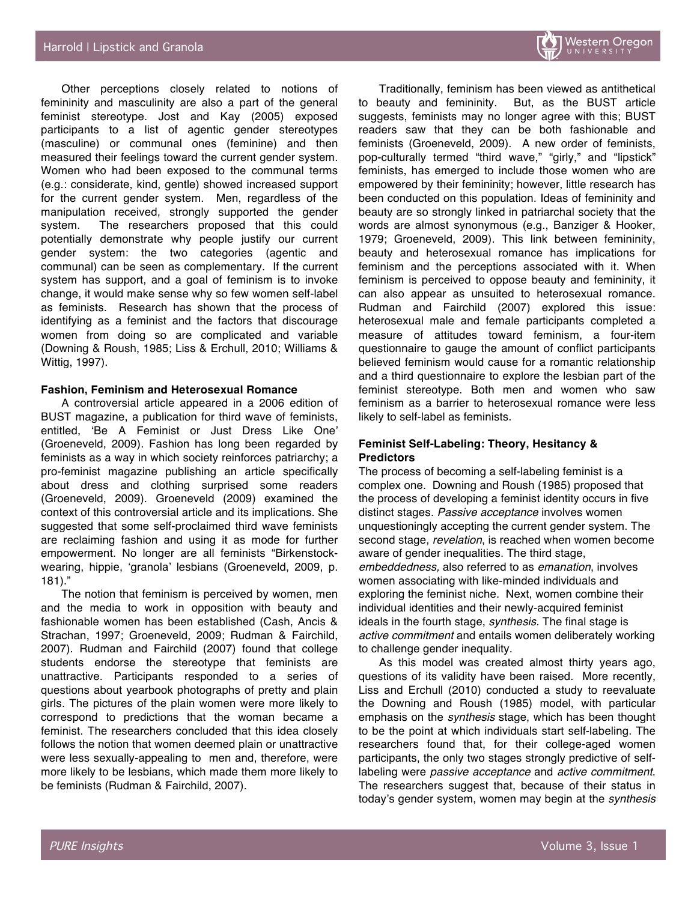Other perceptions closely related to notions of femininity and masculinity are also a part of the general feminist stereotype. Jost and Kay (2005) exposed participants to a list of agentic gender stereotypes (masculine) or communal ones (feminine) and then measured their feelings toward the current gender system. Women who had been exposed to the communal terms (e.g.: considerate, kind, gentle) showed increased support for the current gender system. Men, regardless of the manipulation received, strongly supported the gender system. The researchers proposed that this could potentially demonstrate why people justify our current gender system: the two categories (agentic and communal) can be seen as complementary. If the current system has support, and a goal of feminism is to invoke change, it would make sense why so few women self-label as feminists. Research has shown that the process of identifying as a feminist and the factors that discourage women from doing so are complicated and variable (Downing & Roush, 1985; Liss & Erchull, 2010; Williams & Wittig, 1997).

**Fashion, Feminism and Heterosexual Romance**

A controversial article appeared in a 2006 edition of BUST magazine, a publication for third wave of feminists, entitled, 'Be A Feminist or Just Dress Like One' (Groeneveld, 2009). Fashion has long been regarded by feminists as a way in which society reinforces patriarchy; a pro-feminist magazine publishing an article specifically about dress and clothing surprised some readers (Groeneveld, 2009). Groeneveld (2009) examined the context of this controversial article and its implications. She suggested that some self-proclaimed third wave feminists are reclaiming fashion and using it as mode for further empowerment. No longer are all feminists "Birkenstock-wearing, hippie, 'granola' lesbians (Groeneveld, 2009, p. 181)."

The notion that feminism is perceived by women, men and the media to work in opposition with beauty and fashionable women has been established (Cash, Ancis & Strachan, 1997; Groeneveld, 2009; Rudman & Fairchild, 2007). Rudman and Fairchild (2007) found that college students endorse the stereotype that feminists are unattractive. Participants responded to a series of questions about yearbook photographs of pretty and plain girls. The pictures of the plain women were more likely to correspond to predictions that the woman became a feminist. The researchers concluded that this idea closely follows the notion that women deemed plain or unattractive were less sexually-appealing to men and, therefore, were more likely to be lesbians, which made them more likely to be feminists (Rudman & Fairchild, 2007).

Traditionally, feminism has been viewed as antithetical to beauty and femininity. But, as the BUST article suggests, feminists may no longer agree with this; BUST readers saw that they can be both fashionable and feminists (Groeneveld, 2009). A new order of feminists, pop-culturally termed "third wave," "girly," and "lipstick" feminists, has emerged to include those women who are empowered by their femininity; however, little research has been conducted on this population. Ideas of femininity and beauty are so strongly linked in patriarchal society that the words are almost synonymous (e.g., Banziger & Hooker, 1979; Groeneveld, 2009). This link between femininity, beauty and heterosexual romance has implications for feminism and the perceptions associated with it. When feminism is perceived to oppose beauty and femininity, it can also appear as unsuited to heterosexual romance. Rudman and Fairchild (2007) explored this issue: heterosexual male and female participants completed a measure of attitudes toward feminism, a four-item questionnaire to gauge the amount of conflict participants believed feminism would cause for a romantic relationship and a third questionnaire to explore the lesbian part of the feminist stereotype. Both men and women who saw feminism as a barrier to heterosexual romance were less likely to self-label as feminists.

**Feminist Self-Labeling: Theory, Hesitancy & Predictors**

The process of becoming a self-labeling feminist is a complex one. Downing and Roush (1985) proposed that the process of developing a feminist identity occurs in five distinct stages. *Passive acceptance* involves women unquestioningly accepting the current gender system. The second stage, *revelation*, is reached when women become aware of gender inequalities. The third stage, *embeddedness,* also referred to as *emanation*, involves women associating with like-minded individuals and exploring the feminist niche. Next, women combine their individual identities and their newly-acquired feminist ideals in the fourth stage, *synthesis*. The final stage is *active commitment* and entails women deliberately working to challenge gender inequality.

As this model was created almost thirty years ago, questions of its validity have been raised. More recently, Liss and Erchull (2010) conducted a study to reevaluate the Downing and Roush (1985) model, with particular emphasis on the *synthesis* stage, which has been thought to be the point at which individuals start self-labeling. The researchers found that, for their college-aged women participants, the only two stages strongly predictive of self-labeling were *passive acceptance* and *active commitment*. The researchers suggest that, because of their status in today's gender system, women may begin at the *synthesis*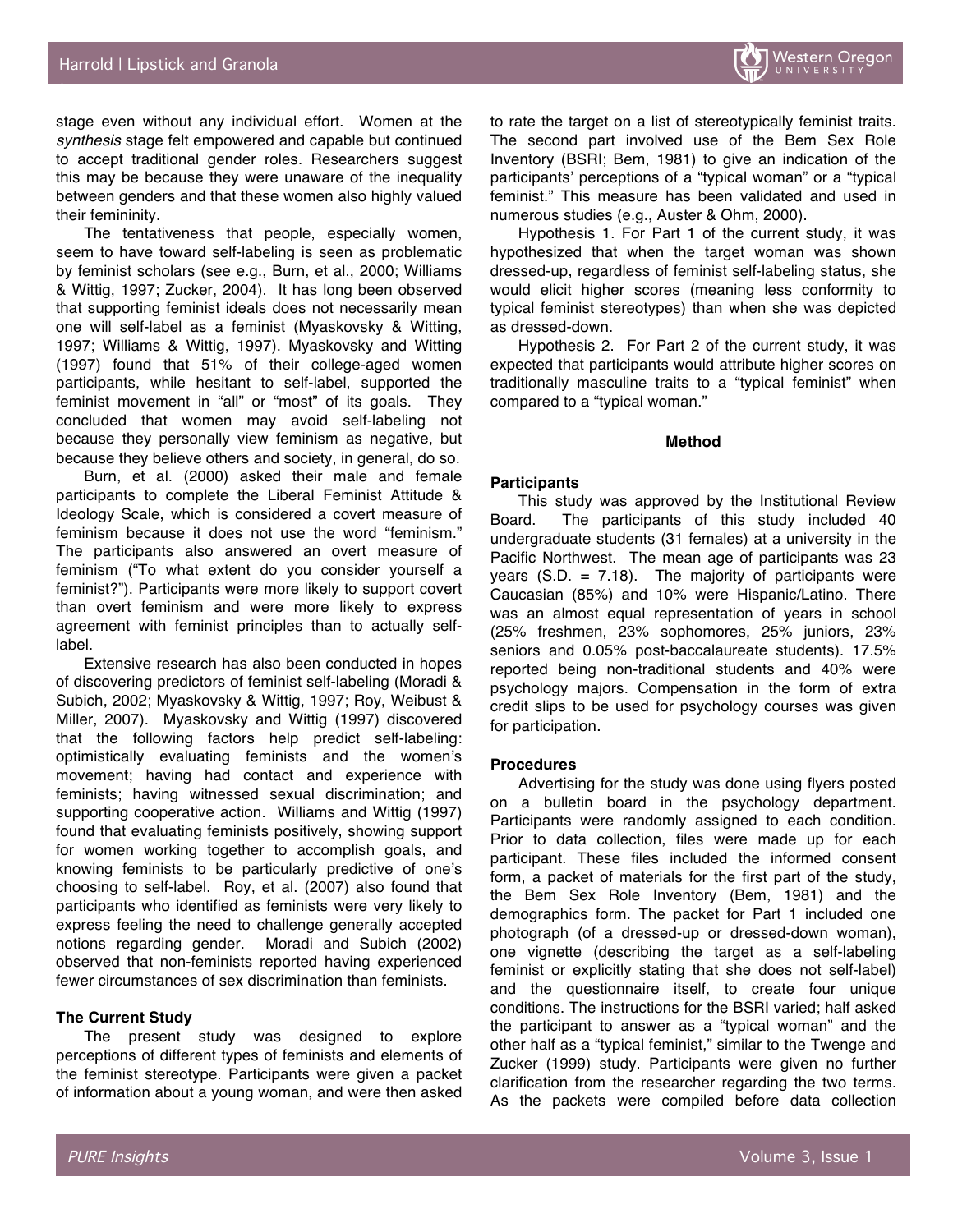stage even without any individual effort. Women at the *synthesis* stage felt empowered and capable but continued to accept traditional gender roles. Researchers suggest this may be because they were unaware of the inequality between genders and that these women also highly valued their femininity.

The tentativeness that people, especially women, seem to have toward self-labeling is seen as problematic by feminist scholars (see e.g., Burn, et al., 2000; Williams & Wittig, 1997; Zucker, 2004). It has long been observed that supporting feminist ideals does not necessarily mean one will self-label as a feminist (Myaskovsky & Witting, 1997; Williams & Wittig, 1997). Myaskovsky and Witting (1997) found that 51% of their college-aged women participants, while hesitant to self-label, supported the feminist movement in "all" or "most" of its goals. They concluded that women may avoid self-labeling not because they personally view feminism as negative, but because they believe others and society, in general, do so.

Burn, et al. (2000) asked their male and female participants to complete the Liberal Feminist Attitude & Ideology Scale, which is considered a covert measure of feminism because it does not use the word "feminism." The participants also answered an overt measure of feminism ("To what extent do you consider yourself a feminist?"). Participants were more likely to support covert than overt feminism and were more likely to express agreement with feminist principles than to actually self-label.

Extensive research has also been conducted in hopes of discovering predictors of feminist self-labeling (Moradi & Subich, 2002; Myaskovsky & Wittig, 1997; Roy, Weibust & Miller, 2007). Myaskovsky and Wittig (1997) discovered that the following factors help predict self-labeling: optimistically evaluating feminists and the women's movement; having had contact and experience with feminists; having witnessed sexual discrimination; and supporting cooperative action. Williams and Wittig (1997) found that evaluating feminists positively, showing support for women working together to accomplish goals, and knowing feminists to be particularly predictive of one's choosing to self-label. Roy, et al. (2007) also found that participants who identified as feminists were very likely to express feeling the need to challenge generally accepted notions regarding gender. Moradi and Subich (2002) observed that non-feminists reported having experienced fewer circumstances of sex discrimination than feminists.

### The Current Study

The present study was designed to explore perceptions of different types of feminists and elements of the feminist stereotype. Participants were given a packet of information about a young woman, and were then asked to rate the target on a list of stereotypically feminist traits. The second part involved use of the Bem Sex Role Inventory (BSRI; Bem, 1981) to give an indication of the participants' perceptions of a "typical woman" or a "typical feminist." This measure has been validated and used in numerous studies (e.g., Auster & Ohm, 2000).

Hypothesis 1. For Part 1 of the current study, it was hypothesized that when the target woman was shown dressed-up, regardless of feminist self-labeling status, she would elicit higher scores (meaning less conformity to typical feminist stereotypes) than when she was depicted as dressed-down.

Hypothesis 2. For Part 2 of the current study, it was expected that participants would attribute higher scores on traditionally masculine traits to a "typical feminist" when compared to a "typical woman."

## Method

### Participants

This study was approved by the Institutional Review Board. The participants of this study included 40 undergraduate students (31 females) at a university in the Pacific Northwest. The mean age of participants was 23 years (S.D. = 7.18). The majority of participants were Caucasian (85%) and 10% were Hispanic/Latino. There was an almost equal representation of years in school (25% freshmen, 23% sophomores, 25% juniors, 23% seniors and 0.05% post-baccalaureate students). 17.5% reported being non-traditional students and 40% were psychology majors. Compensation in the form of extra credit slips to be used for psychology courses was given for participation.

### Procedures

Advertising for the study was done using flyers posted on a bulletin board in the psychology department. Participants were randomly assigned to each condition. Prior to data collection, files were made up for each participant. These files included the informed consent form, a packet of materials for the first part of the study, the Bem Sex Role Inventory (Bem, 1981) and the demographics form. The packet for Part 1 included one photograph (of a dressed-up or dressed-down woman), one vignette (describing the target as a self-labeling feminist or explicitly stating that she does not self-label) and the questionnaire itself, to create four unique conditions. The instructions for the BSRI varied; half asked the participant to answer as a "typical woman" and the other half as a "typical feminist," similar to the Twenge and Zucker (1999) study. Participants were given no further clarification from the researcher regarding the two terms. As the packets were compiled before data collection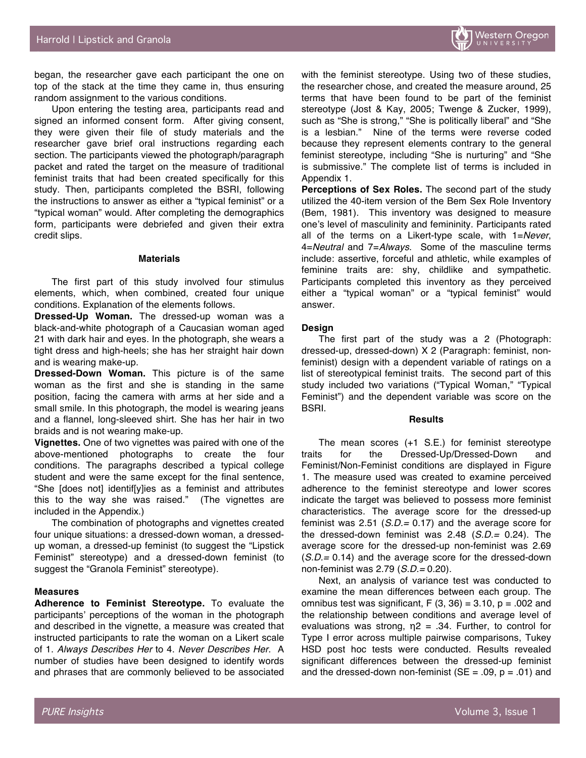began, the researcher gave each participant the one on top of the stack at the time they came in, thus ensuring random assignment to the various conditions.

Upon entering the testing area, participants read and signed an informed consent form. After giving consent, they were given their file of study materials and the researcher gave brief oral instructions regarding each section. The participants viewed the photograph/paragraph packet and rated the target on the measure of traditional feminist traits that had been created specifically for this study. Then, participants completed the BSRI, following the instructions to answer as either a "typical feminist" or a "typical woman" would. After completing the demographics form, participants were debriefed and given their extra credit slips.

#### Materials

The first part of this study involved four stimulus elements, which, when combined, created four unique conditions. Explanation of the elements follows.

**Dressed-Up Woman.** The dressed-up woman was a black-and-white photograph of a Caucasian woman aged 21 with dark hair and eyes. In the photograph, she wears a tight dress and high-heels; she has her straight hair down and is wearing make-up.

**Dressed-Down Woman.** This picture is of the same woman as the first and she is standing in the same position, facing the camera with arms at her side and a small smile. In this photograph, the model is wearing jeans and a flannel, long-sleeved shirt. She has her hair in two braids and is not wearing make-up.

**Vignettes.** One of two vignettes was paired with one of the above-mentioned photographs to create the four conditions. The paragraphs described a typical college student and were the same except for the final sentence, "She [does not] identif[y]ies as a feminist and attributes this to the way she was raised." (The vignettes are included in the Appendix.)

The combination of photographs and vignettes created four unique situations: a dressed-down woman, a dressed-up woman, a dressed-up feminist (to suggest the "Lipstick Feminist" stereotype) and a dressed-down feminist (to suggest the "Granola Feminist" stereotype).

#### Measures

**Adherence to Feminist Stereotype.** To evaluate the participants' perceptions of the woman in the photograph and described in the vignette, a measure was created that instructed participants to rate the woman on a Likert scale of 1. *Always Describes Her* to 4. *Never Describes Her*. A number of studies have been designed to identify words and phrases that are commonly believed to be associated with the feminist stereotype. Using two of these studies, the researcher chose, and created the measure around, 25 terms that have been found to be part of the feminist stereotype (Jost & Kay, 2005; Twenge & Zucker, 1999), such as "She is strong," "She is politically liberal" and "She is a lesbian." Nine of the terms were reverse coded because they represent elements contrary to the general feminist stereotype, including "She is nurturing" and "She is submissive." The complete list of terms is included in Appendix 1.

**Perceptions of Sex Roles.** The second part of the study utilized the 40-item version of the Bem Sex Role Inventory (Bem, 1981). This inventory was designed to measure one's level of masculinity and femininity. Participants rated all of the terms on a Likert-type scale, with 1=*Never*, 4=*Neutral* and 7=*Always*. Some of the masculine terms include: assertive, forceful and athletic, while examples of feminine traits are: shy, childlike and sympathetic. Participants completed this inventory as they perceived either a "typical woman" or a "typical feminist" would answer.

#### Design

The first part of the study was a 2 (Photograph: dressed-up, dressed-down) X 2 (Paragraph: feminist, non-feminist) design with a dependent variable of ratings on a list of stereotypical feminist traits. The second part of this study included two variations ("Typical Woman," "Typical Feminist") and the dependent variable was score on the BSRI.

#### Results

The mean scores (+1 S.E.) for feminist stereotype traits for the Dressed-Up/Dressed-Down and Feminist/Non-Feminist conditions are displayed in Figure 1. The measure used was created to examine perceived adherence to the feminist stereotype and lower scores indicate the target was believed to possess more feminist characteristics. The average score for the dressed-up feminist was 2.51 (*S.D.*= 0.17) and the average score for the dressed-down feminist was 2.48 (*S.D.*= 0.24). The average score for the dressed-up non-feminist was 2.69 (*S.D.*= 0.14) and the average score for the dressed-down non-feminist was 2.79 (*S.D.*= 0.20).

Next, an analysis of variance test was conducted to examine the mean differences between each group. The omnibus test was significant, $F(3, 36) = 3.10$, $p = .002$ and the relationship between conditions and average level of evaluations was strong, $\eta^2 = .34$. Further, to control for Type I error across multiple pairwise comparisons, Tukey HSD post hoc tests were conducted. Results revealed significant differences between the dressed-up feminist and the dressed-down non-feminist ($SE = .09$, $p = .01$) and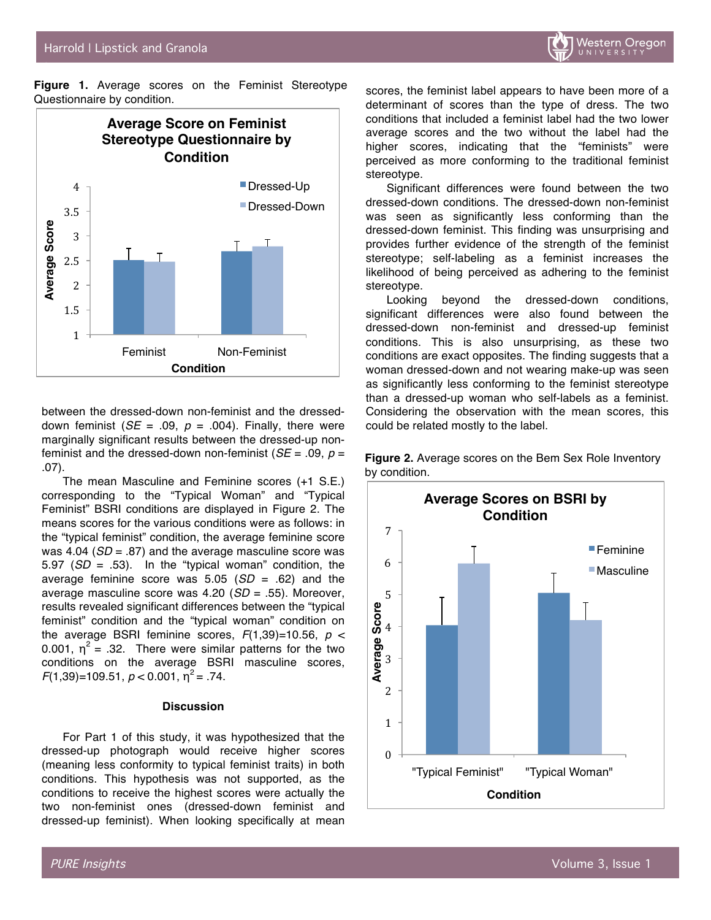**Figure 1.** Average scores on the Feminist Stereotype Questionnaire by condition.

between the dressed-down non-feminist and the dressed-down feminist (*SE* = .09, *p* = .004). Finally, there were marginally significant results between the dressed-up non-feminist and the dressed-down non-feminist (*SE* = .09, *p* = .07).

The mean Masculine and Feminine scores (+1 S.E.) corresponding to the "Typical Woman" and "Typical Feminist" BSRI conditions are displayed in Figure 2. The means scores for the various conditions were as follows: in the "typical feminist" condition, the average feminine score was 4.04 (*SD* = .87) and the average masculine score was 5.97 (*SD* = .53). In the "typical woman" condition, the average feminine score was 5.05 (*SD* = .62) and the average masculine score was 4.20 (*SD* = .55). Moreover, results revealed significant differences between the "typical feminist" condition and the "typical woman" condition on the average BSRI feminine scores, $F(1,39)=10.56$, $p < 0.001$, $\eta^2 = .32$. There were similar patterns for the two conditions on the average BSRI masculine scores, $F(1,39)=109.51$, $p < 0.001$, $\eta^2 = .74$.

### Discussion

For Part 1 of this study, it was hypothesized that the dressed-up photograph would receive higher scores (meaning less conformity to typical feminist traits) in both conditions. This hypothesis was not supported, as the conditions to receive the highest scores were actually the two non-feminist ones (dressed-down feminist and dressed-up feminist). When looking specifically at mean scores, the feminist label appears to have been more of a determinant of scores than the type of dress. The two conditions that included a feminist label had the two lower average scores and the two without the label had the higher scores, indicating that the "feminists" were perceived as more conforming to the traditional feminist stereotype.

Significant differences were found between the two dressed-down conditions. The dressed-down non-feminist was seen as significantly less conforming than the dressed-down feminist. This finding was unsurprising and provides further evidence of the strength of the feminist stereotype; self-labeling as a feminist increases the likelihood of being perceived as adhering to the feminist stereotype.

Looking beyond the dressed-down conditions, significant differences were also found between the dressed-down non-feminist and dressed-up feminist conditions. This is also unsurprising, as these two conditions are exact opposites. The finding suggests that a woman dressed-down and not wearing make-up was seen as significantly less conforming to the feminist stereotype than a dressed-up woman who self-labels as a feminist. Considering the observation with the mean scores, this could be related mostly to the label.

**Figure 2.** Average scores on the Bem Sex Role Inventory by condition.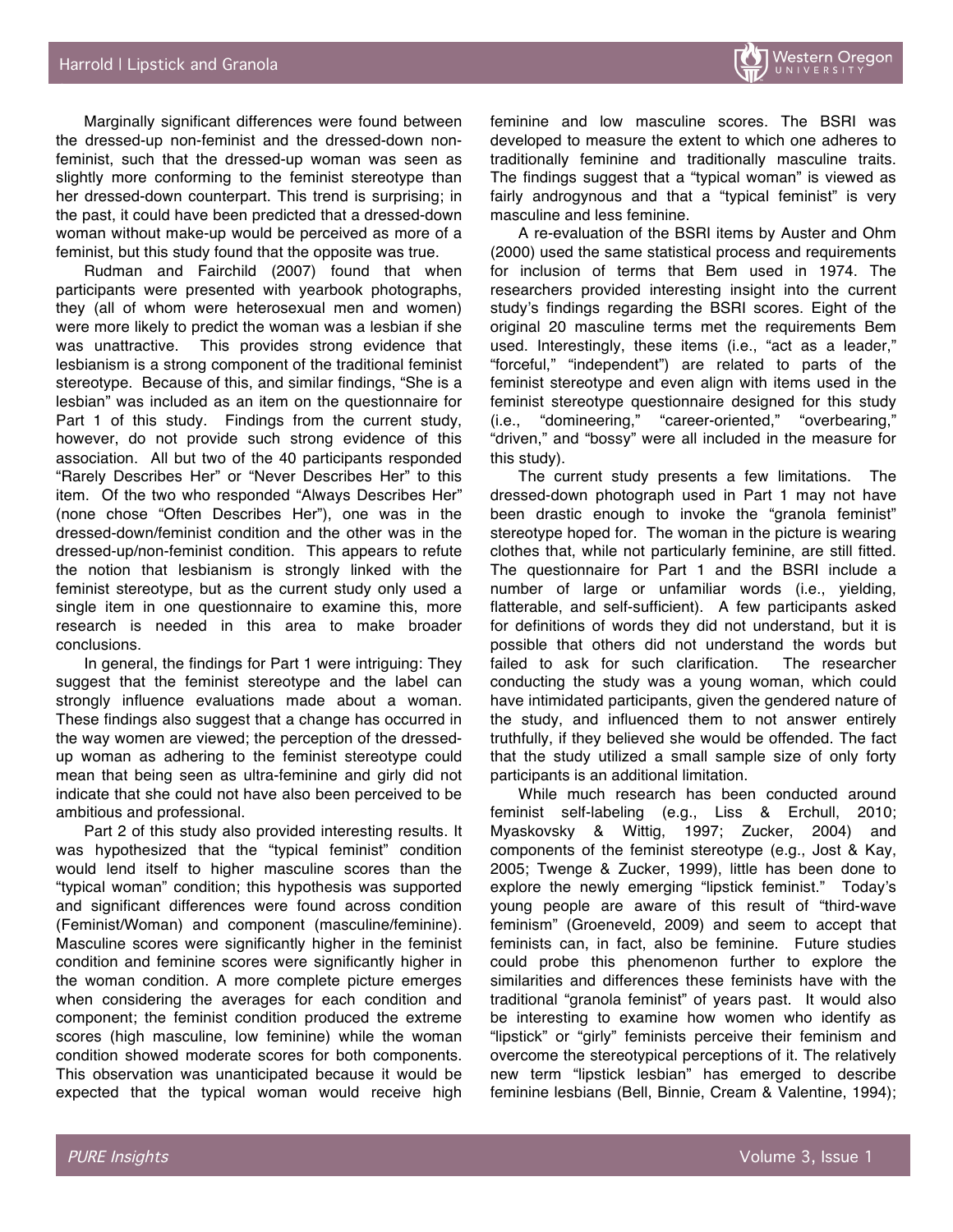Marginally significant differences were found between the dressed-up non-feminist and the dressed-down non-feminist, such that the dressed-up woman was seen as slightly more conforming to the feminist stereotype than her dressed-down counterpart. This trend is surprising; in the past, it could have been predicted that a dressed-down woman without make-up would be perceived as more of a feminist, but this study found that the opposite was true.

Rudman and Fairchild (2007) found that when participants were presented with yearbook photographs, they (all of whom were heterosexual men and women) were more likely to predict the woman was a lesbian if she was unattractive. This provides strong evidence that lesbianism is a strong component of the traditional feminist stereotype. Because of this, and similar findings, "She is a lesbian" was included as an item on the questionnaire for Part 1 of this study. Findings from the current study, however, do not provide such strong evidence of this association. All but two of the 40 participants responded "Rarely Describes Her" or "Never Describes Her" to this item. Of the two who responded "Always Describes Her" (none chose "Often Describes Her"), one was in the dressed-down/feminist condition and the other was in the dressed-up/non-feminist condition. This appears to refute the notion that lesbianism is strongly linked with the feminist stereotype, but as the current study only used a single item in one questionnaire to examine this, more research is needed in this area to make broader conclusions.

In general, the findings for Part 1 were intriguing: They suggest that the feminist stereotype and the label can strongly influence evaluations made about a woman. These findings also suggest that a change has occurred in the way women are viewed; the perception of the dressed-up woman as adhering to the feminist stereotype could mean that being seen as ultra-feminine and girly did not indicate that she could not have also been perceived to be ambitious and professional.

Part 2 of this study also provided interesting results. It was hypothesized that the "typical feminist" condition would lend itself to higher masculine scores than the "typical woman" condition; this hypothesis was supported and significant differences were found across condition (Feminist/Woman) and component (masculine/feminine). Masculine scores were significantly higher in the feminist condition and feminine scores were significantly higher in the woman condition. A more complete picture emerges when considering the averages for each condition and component; the feminist condition produced the extreme scores (high masculine, low feminine) while the woman condition showed moderate scores for both components. This observation was unanticipated because it would be expected that the typical woman would receive high feminine and low masculine scores. The BSRI was developed to measure the extent to which one adheres to traditionally feminine and traditionally masculine traits. The findings suggest that a "typical woman" is viewed as fairly androgynous and that a "typical feminist" is very masculine and less feminine.

A re-evaluation of the BSRI items by Auster and Ohm (2000) used the same statistical process and requirements for inclusion of terms that Bem used in 1974. The researchers provided interesting insight into the current study's findings regarding the BSRI scores. Eight of the original 20 masculine terms met the requirements Bem used. Interestingly, these items (i.e., "act as a leader," "forceful," "independent") are related to parts of the feminist stereotype and even align with items used in the feminist stereotype questionnaire designed for this study (i.e., "domineering," "career-oriented," "overbearing," "driven," and "bossy" were all included in the measure for this study).

The current study presents a few limitations. The dressed-down photograph used in Part 1 may not have been drastic enough to invoke the "granola feminist" stereotype hoped for. The woman in the picture is wearing clothes that, while not particularly feminine, are still fitted. The questionnaire for Part 1 and the BSRI include a number of large or unfamiliar words (i.e., yielding, flatterable, and self-sufficient). A few participants asked for definitions of words they did not understand, but it is possible that others did not understand the words but failed to ask for such clarification. The researcher conducting the study was a young woman, which could have intimidated participants, given the gendered nature of the study, and influenced them to not answer entirely truthfully, if they believed she would be offended. The fact that the study utilized a small sample size of only forty participants is an additional limitation.

While much research has been conducted around feminist self-labeling (e.g., Liss & Erchull, 2010; Myaskovsky & Wittig, 1997; Zucker, 2004) and components of the feminist stereotype (e.g., Jost & Kay, 2005; Twenge & Zucker, 1999), little has been done to explore the newly emerging "lipstick feminist." Today's young people are aware of this result of "third-wave feminism" (Groeneveld, 2009) and seem to accept that feminists can, in fact, also be feminine. Future studies could probe this phenomenon further to explore the similarities and differences these feminists have with the traditional "granola feminist" of years past. It would also be interesting to examine how women who identify as "lipstick" or "girly" feminists perceive their feminism and overcome the stereotypical perceptions of it. The relatively new term "lipstick lesbian" has emerged to describe feminine lesbians (Bell, Binnie, Cream & Valentine, 1994);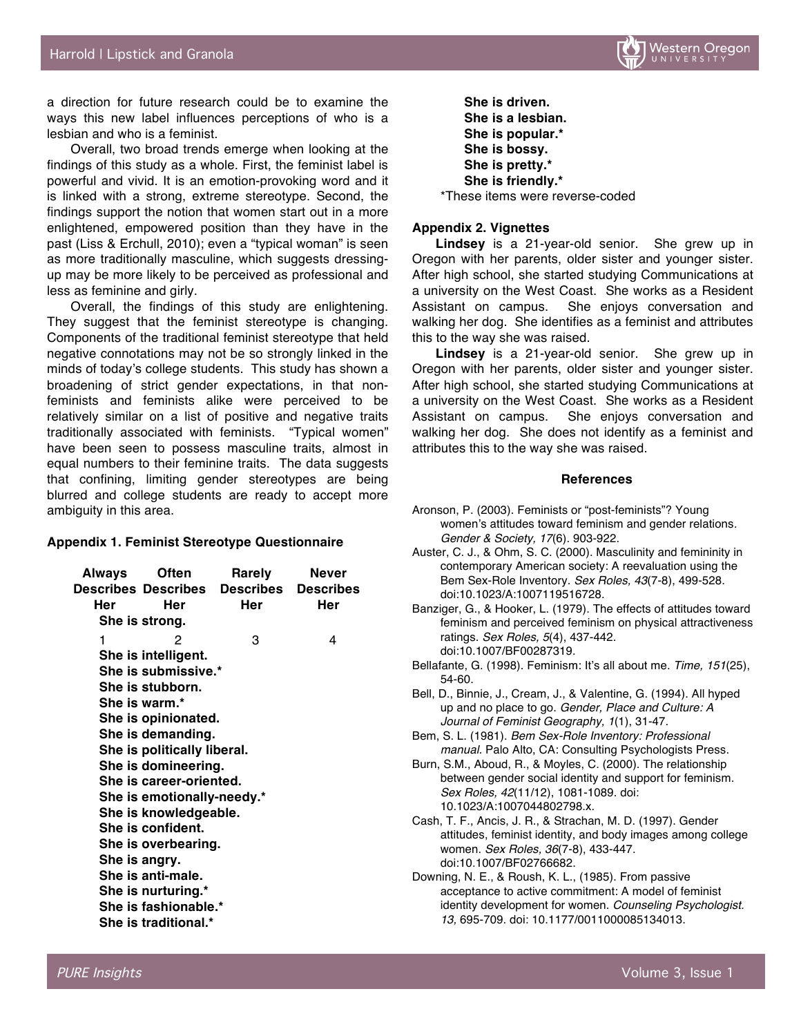a direction for future research could be to examine the ways this new label influences perceptions of who is a lesbian and who is a feminist.

Overall, two broad trends emerge when looking at the findings of this study as a whole. First, the feminist label is powerful and vivid. It is an emotion-provoking word and it is linked with a strong, extreme stereotype. Second, the findings support the notion that women start out in a more enlightened, empowered position than they have in the past (Liss & Erchull, 2010); even a "typical woman" is seen as more traditionally masculine, which suggests dressing-up may be more likely to be perceived as professional and less as feminine and girly.

Overall, the findings of this study are enlightening. They suggest that the feminist stereotype is changing. Components of the traditional feminist stereotype that held negative connotations may not be so strongly linked in the minds of today's college students. This study has shown a broadening of strict gender expectations, in that non-feminists and feminists alike were perceived to be relatively similar on a list of positive and negative traits traditionally associated with feminists. "Typical women" have been seen to possess masculine traits, almost in equal numbers to their feminine traits. The data suggests that confining, limiting gender stereotypes are being blurred and college students are ready to accept more ambiguity in this area.

### Appendix 1. Feminist Stereotype Questionnaire

| Always Describes Her | Often Describes Her | Rarely Describes Her | Never Describes Her |
|---|---|---|---|
| 1 | 2 | 3 | 4 |

**She is strong.**
**She is intelligent.**
**She is submissive.***
**She is stubborn.**
**She is warm.***
**She is opinionated.**
**She is demanding.**
**She is politically liberal.**
**She is domineering.**
**She is career-oriented.**
**She is emotionally-needy.***
**She is knowledgeable.**
**She is confident.**
**She is overbearing.**
**She is angry.**
**She is anti-male.**
**She is nurturing.***
**She is fashionable.***
**She is traditional.***
**She is driven.**
**She is a lesbian.**
**She is popular.***
**She is bossy.**
**She is pretty.***
**She is friendly.***

*These items were reverse-coded

### Appendix 2. Vignettes

**Lindsey** is a 21-year-old senior. She grew up in Oregon with her parents, older sister and younger sister. After high school, she started studying Communications at a university on the West Coast. She works as a Resident Assistant on campus. She enjoys conversation and walking her dog. She identifies as a feminist and attributes this to the way she was raised.

**Lindsey** is a 21-year-old senior. She grew up in Oregon with her parents, older sister and younger sister. After high school, she started studying Communications at a university on the West Coast. She works as a Resident Assistant on campus. She enjoys conversation and walking her dog. She does not identify as a feminist and attributes this to the way she was raised.

## References

Aronson, P. (2003). Feminists or "post-feminists"? Young women's attitudes toward feminism and gender relations. *Gender & Society, 17*(6). 903-922.

Auster, C. J., & Ohm, S. C. (2000). Masculinity and femininity in contemporary American society: A reevaluation using the Bem Sex-Role Inventory. *Sex Roles, 43*(7-8), 499-528. doi:10.1023/A:1007119516728.

Banziger, G., & Hooker, L. (1979). The effects of attitudes toward feminism and perceived feminism on physical attractiveness ratings. *Sex Roles, 5*(4), 437-442. doi:10.1007/BF00287319.

Bellafante, G. (1998). Feminism: It's all about me. *Time, 151*(25), 54-60.

Bell, D., Binnie, J., Cream, J., & Valentine, G. (1994). All hyped up and no place to go. *Gender, Place and Culture: A Journal of Feminist Geography, 1*(1), 31-47.

Bem, S. L. (1981). *Bem Sex-Role Inventory: Professional manual.* Palo Alto, CA: Consulting Psychologists Press.

Burn, S.M., Aboud, R., & Moyles, C. (2000). The relationship between gender social identity and support for feminism. *Sex Roles, 42*(11/12), 1081-1089. doi: 10.1023/A:1007044802798.x.

Cash, T. F., Ancis, J. R., & Strachan, M. D. (1997). Gender attitudes, feminist identity, and body images among college women. *Sex Roles, 36*(7-8), 433-447. doi:10.1007/BF02766682.

Downing, N. E., & Roush, K. L., (1985). From passive acceptance to active commitment: A model of feminist identity development for women. *Counseling Psychologist. 13,* 695-709. doi: 10.1177/0011000085134013.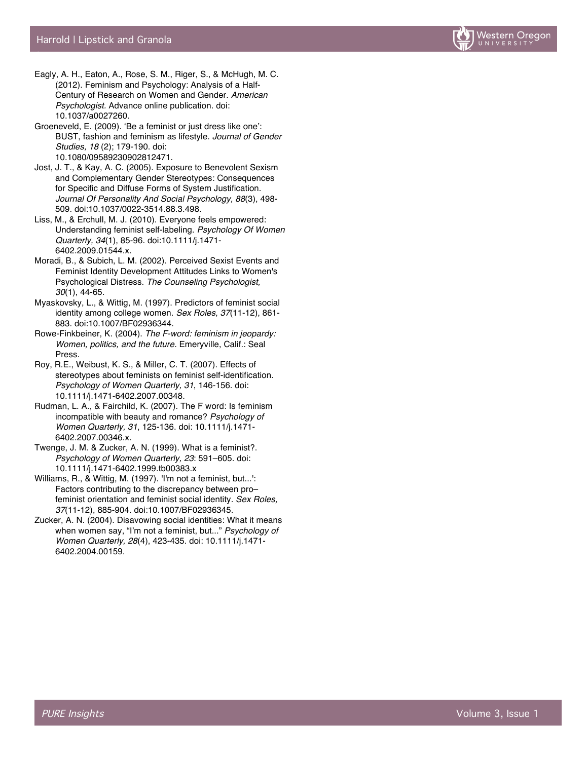Eagly, A. H., Eaton, A., Rose, S. M., Riger, S., & McHugh, M. C. (2012). Feminism and Psychology: Analysis of a Half-Century of Research on Women and Gender. *American Psychologist.* Advance online publication. doi: 10.1037/a0027260.

Groeneveld, E. (2009). 'Be a feminist or just dress like one': BUST, fashion and feminism as lifestyle. *Journal of Gender Studies, 18* (2); 179-190. doi: 10.1080/09589230902812471.

Jost, J. T., & Kay, A. C. (2005). Exposure to Benevolent Sexism and Complementary Gender Stereotypes: Consequences for Specific and Diffuse Forms of System Justification. *Journal Of Personality And Social Psychology, 88*(3), 498-509. doi:10.1037/0022-3514.88.3.498.

Liss, M., & Erchull, M. J. (2010). Everyone feels empowered: Understanding feminist self-labeling. *Psychology Of Women Quarterly, 34*(1), 85-96. doi:10.1111/j.1471-6402.2009.01544.x.

Moradi, B., & Subich, L. M. (2002). Perceived Sexist Events and Feminist Identity Development Attitudes Links to Women's Psychological Distress. *The Counseling Psychologist, 30*(1), 44-65.

Myaskovsky, L., & Wittig, M. (1997). Predictors of feminist social identity among college women. *Sex Roles, 37*(11-12), 861-883. doi:10.1007/BF02936344.

Rowe-Finkbeiner, K. (2004). *The F-word: feminism in jeopardy: Women, politics, and the future.* Emeryville, Calif.: Seal Press.

Roy, R.E., Weibust, K. S., & Miller, C. T. (2007). Effects of stereotypes about feminists on feminist self-identification. *Psychology of Women Quarterly, 31*, 146-156. doi: 10.1111/j.1471-6402.2007.00348.

Rudman, L. A., & Fairchild, K. (2007). The F word: Is feminism incompatible with beauty and romance? *Psychology of Women Quarterly, 31*, 125-136. doi: 10.1111/j.1471-6402.2007.00346.x.

Twenge, J. M. & Zucker, A. N. (1999). What is a feminist?. *Psychology of Women Quarterly, 23*: 591–605. doi: 10.1111/j.1471-6402.1999.tb00383.x

Williams, R., & Wittig, M. (1997). 'I'm not a feminist, but...': Factors contributing to the discrepancy between pro–feminist orientation and feminist social identity. *Sex Roles, 37*(11-12), 885-904. doi:10.1007/BF02936345.

Zucker, A. N. (2004). Disavowing social identities: What it means when women say, "I'm not a feminist, but..." *Psychology of Women Quarterly, 28*(4), 423-435. doi: 10.1111/j.1471-6402.2004.00159.